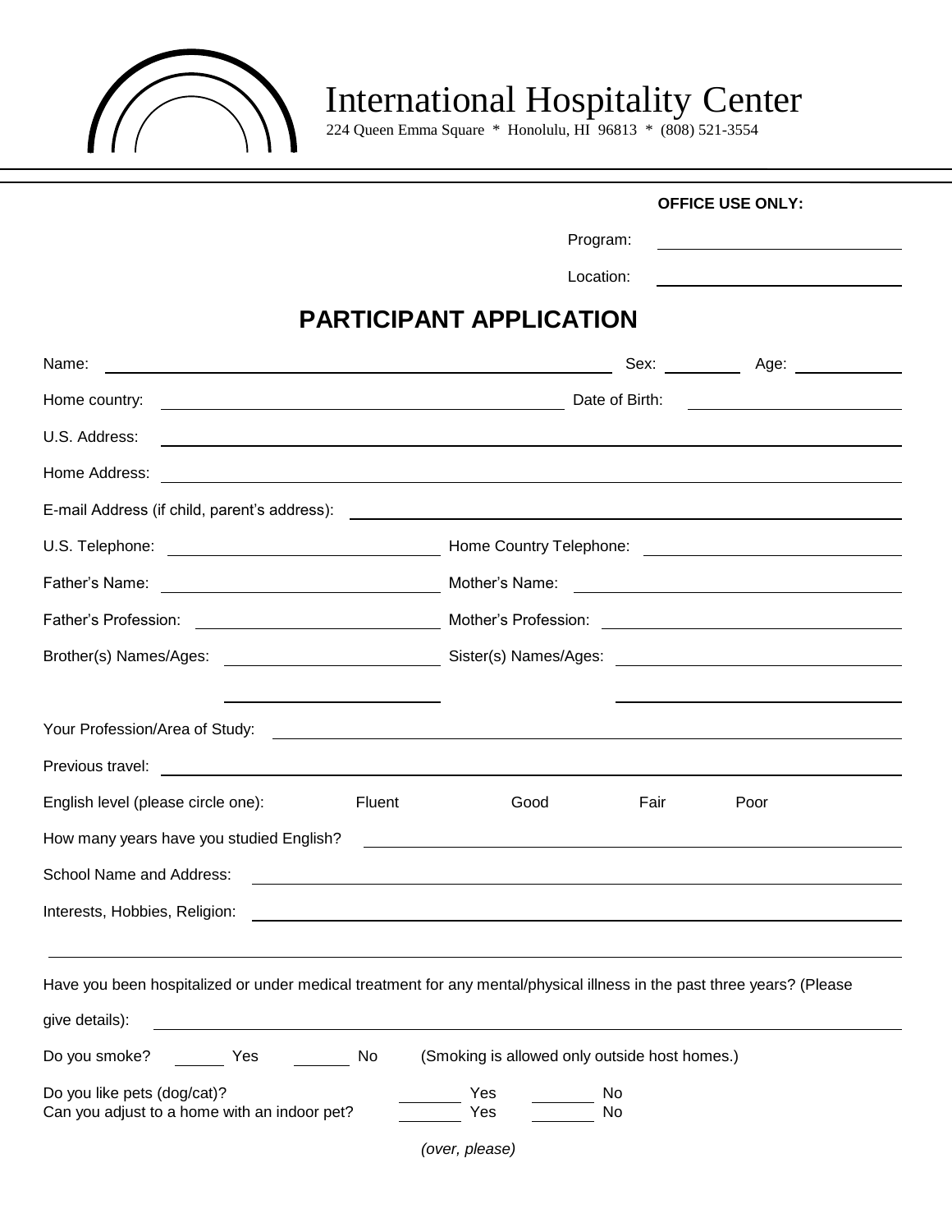# International Hospitality Center

224 Queen Emma Square * Honolulu, HI 96813 * (808) 521-3554

**OFFICE USE ONLY:**

Program: ______________________

Location: ______________________

## PARTICIPANT APPLICATION

Name: ______________________ Sex: ________ Age: ________

Home country: ______________________ Date of Birth: ______________________

U.S. Address: ______________________

Home Address: ______________________

E-mail Address (if child, parent's address): ______________________

U.S. Telephone: ______________________ Home Country Telephone: ______________________

Father's Name: ______________________ Mother's Name: ______________________

Father's Profession: ______________________ Mother's Profession: ______________________

Brother(s) Names/Ages: ______________________ Sister(s) Names/Ages: ______________________

Your Profession/Area of Study: ______________________

Previous travel: ______________________

English level (please circle one): Fluent Good Fair Poor

How many years have you studied English? ______________________

School Name and Address: ______________________

Interests, Hobbies, Religion: ______________________

Have you been hospitalized or under medical treatment for any mental/physical illness in the past three years? (Please give details): ______________________

Do you smoke? ______ Yes ______ No (Smoking is allowed only outside host homes.)

Do you like pets (dog/cat)? ______ Yes ______ No

Can you adjust to a home with an indoor pet? ______ Yes ______ No

*(over, please)*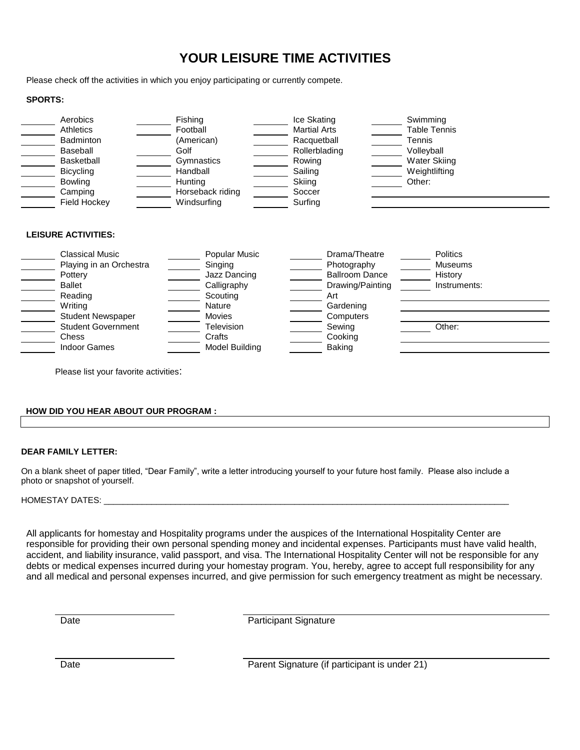# YOUR LEISURE TIME ACTIVITIES

Please check off the activities in which you enjoy participating or currently compete.

**SPORTS:**

| | | | | | | | |
|---|---|---|---|---|---|---|---|
| ______ | Aerobics | ______ | Fishing | ______ | Ice Skating | ______ | Swimming |
| ______ | Athletics | ______ | Football (American) | ______ | Martial Arts | ______ | Table Tennis |
| ______ | Badminton | ______ | Golf | ______ | Racquetball | ______ | Tennis |
| ______ | Baseball | ______ | Gymnastics | ______ | Rollerblading | ______ | Volleyball |
| ______ | Basketball | ______ | Handball | ______ | Rowing | ______ | Water Skiing |
| ______ | Bicycling | ______ | Hunting | ______ | Sailing | ______ | Weightlifting |
| ______ | Bowling | ______ | Horseback riding | ______ | Skiing | ______ | Other: |
| ______ | Camping | ______ | Windsurfing | ______ | Soccer | | ______ |
| ______ | Field Hockey | | | ______ | Surfing | | ______ |

**LEISURE ACTIVITIES:**

| | | | | | | | |
|---|---|---|---|---|---|---|---|
| ______ | Classical Music | ______ | Popular Music | ______ | Drama/Theatre | ______ | Politics |
| ______ | Playing in an Orchestra | ______ | Singing | ______ | Photography | ______ | Museums |
| ______ | Pottery | ______ | Jazz Dancing | ______ | Ballroom Dance | ______ | History |
| ______ | Ballet | ______ | Calligraphy | ______ | Drawing/Painting | ______ | Instruments: |
| ______ | Reading | ______ | Scouting | ______ | Art | | ______ |
| ______ | Writing | ______ | Nature | ______ | Gardening | | ______ |
| ______ | Student Newspaper | ______ | Movies | ______ | Computers | | ______ |
| ______ | Student Government | ______ | Television | ______ | Sewing | ______ | Other: |
| ______ | Chess | ______ | Crafts | ______ | Cooking | | ______ |
| ______ | Indoor Games | ______ | Model Building | ______ | Baking | | ______ |

Please list your favorite activities:

**HOW DID YOU HEAR ABOUT OUR PROGRAM :**

**DEAR FAMILY LETTER:**

On a blank sheet of paper titled, "Dear Family", write a letter introducing yourself to your future host family. Please also include a photo or snapshot of yourself.

HOMESTAY DATES: ______________________________________________________________________________

All applicants for homestay and Hospitality programs under the auspices of the International Hospitality Center are responsible for providing their own personal spending money and incidental expenses. Participants must have valid health, accident, and liability insurance, valid passport, and visa. The International Hospitality Center will not be responsible for any debts or medical expenses incurred during your homestay program. You, hereby, agree to accept full responsibility for any and all medical and personal expenses incurred, and give permission for such emergency treatment as might be necessary.

______________________ ______________________________________________
Date Participant Signature

______________________ ______________________________________________
Date Parent Signature (if participant is under 21)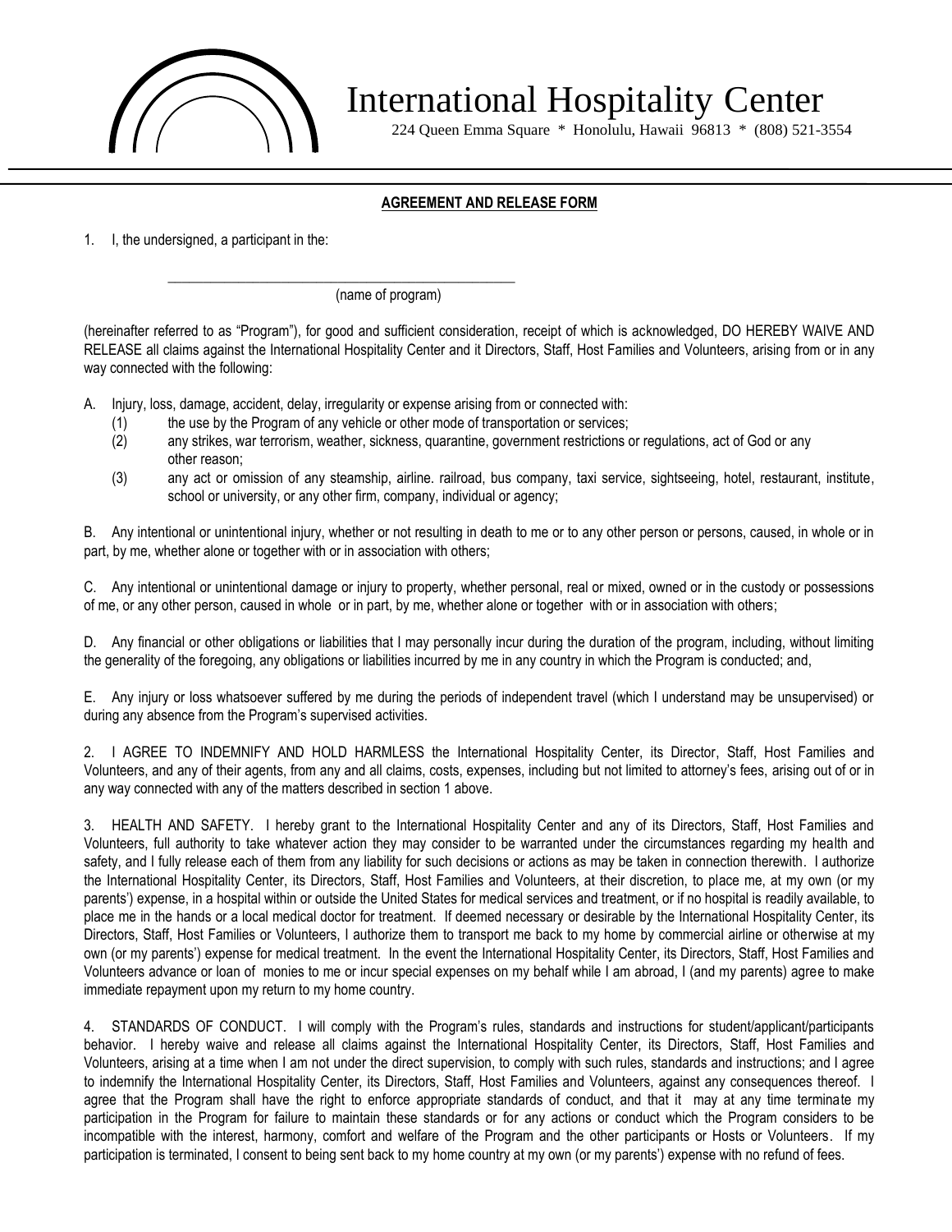# International Hospitality Center

224 Queen Emma Square * Honolulu, Hawaii 96813 * (808) 521-3554

**AGREEMENT AND RELEASE FORM**

1. I, the undersigned, a participant in the:

\_\_\_\_\_\_\_\_\_\_\_\_\_\_\_\_\_\_\_\_\_\_\_\_\_\_\_\_\_\_\_\_\_\_\_\_\_\_\_\_\_\_\_\_\_\_\_\_
(name of program)

(hereinafter referred to as "Program"), for good and sufficient consideration, receipt of which is acknowledged, DO HEREBY WAIVE AND RELEASE all claims against the International Hospitality Center and it Directors, Staff, Host Families and Volunteers, arising from or in any way connected with the following:

A. Injury, loss, damage, accident, delay, irregularity or expense arising from or connected with:
   (1) the use by the Program of any vehicle or other mode of transportation or services;
   (2) any strikes, war terrorism, weather, sickness, quarantine, government restrictions or regulations, act of God or any other reason;
   (3) any act or omission of any steamship, airline. railroad, bus company, taxi service, sightseeing, hotel, restaurant, institute, school or university, or any other firm, company, individual or agency;

B. Any intentional or unintentional injury, whether or not resulting in death to me or to any other person or persons, caused, in whole or in part, by me, whether alone or together with or in association with others;

C. Any intentional or unintentional damage or injury to property, whether personal, real or mixed, owned or in the custody or possessions of me, or any other person, caused in whole or in part, by me, whether alone or together with or in association with others;

D. Any financial or other obligations or liabilities that I may personally incur during the duration of the program, including, without limiting the generality of the foregoing, any obligations or liabilities incurred by me in any country in which the Program is conducted; and,

E. Any injury or loss whatsoever suffered by me during the periods of independent travel (which I understand may be unsupervised) or during any absence from the Program's supervised activities.

2. I AGREE TO INDEMNIFY AND HOLD HARMLESS the International Hospitality Center, its Director, Staff, Host Families and Volunteers, and any of their agents, from any and all claims, costs, expenses, including but not limited to attorney's fees, arising out of or in any way connected with any of the matters described in section 1 above.

3. HEALTH AND SAFETY. I hereby grant to the International Hospitality Center and any of its Directors, Staff, Host Families and Volunteers, full authority to take whatever action they may consider to be warranted under the circumstances regarding my health and safety, and I fully release each of them from any liability for such decisions or actions as may be taken in connection therewith. I authorize the International Hospitality Center, its Directors, Staff, Host Families and Volunteers, at their discretion, to place me, at my own (or my parents') expense, in a hospital within or outside the United States for medical services and treatment, or if no hospital is readily available, to place me in the hands or a local medical doctor for treatment. If deemed necessary or desirable by the International Hospitality Center, its Directors, Staff, Host Families or Volunteers, I authorize them to transport me back to my home by commercial airline or otherwise at my own (or my parents') expense for medical treatment. In the event the International Hospitality Center, its Directors, Staff, Host Families and Volunteers advance or loan of monies to me or incur special expenses on my behalf while I am abroad, I (and my parents) agree to make immediate repayment upon my return to my home country.

4. STANDARDS OF CONDUCT. I will comply with the Program's rules, standards and instructions for student/applicant/participants behavior. I hereby waive and release all claims against the International Hospitality Center, its Directors, Staff, Host Families and Volunteers, arising at a time when I am not under the direct supervision, to comply with such rules, standards and instructions; and I agree to indemnify the International Hospitality Center, its Directors, Staff, Host Families and Volunteers, against any consequences thereof. I agree that the Program shall have the right to enforce appropriate standards of conduct, and that it may at any time terminate my participation in the Program for failure to maintain these standards or for any actions or conduct which the Program considers to be incompatible with the interest, harmony, comfort and welfare of the Program and the other participants or Hosts or Volunteers. If my participation is terminated, I consent to being sent back to my home country at my own (or my parents') expense with no refund of fees.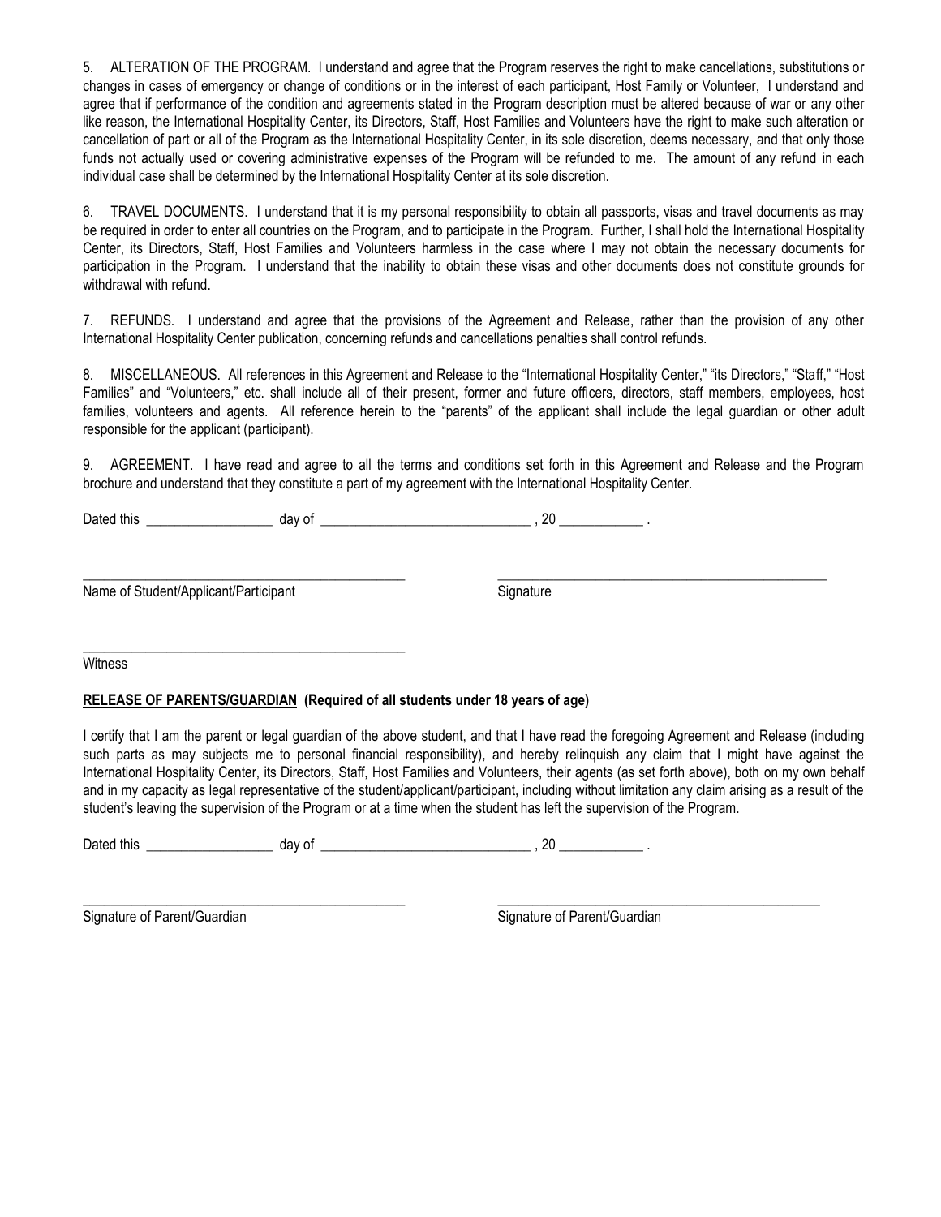5. ALTERATION OF THE PROGRAM. I understand and agree that the Program reserves the right to make cancellations, substitutions or changes in cases of emergency or change of conditions or in the interest of each participant, Host Family or Volunteer, I understand and agree that if performance of the condition and agreements stated in the Program description must be altered because of war or any other like reason, the International Hospitality Center, its Directors, Staff, Host Families and Volunteers have the right to make such alteration or cancellation of part or all of the Program as the International Hospitality Center, in its sole discretion, deems necessary, and that only those funds not actually used or covering administrative expenses of the Program will be refunded to me. The amount of any refund in each individual case shall be determined by the International Hospitality Center at its sole discretion.

6. TRAVEL DOCUMENTS. I understand that it is my personal responsibility to obtain all passports, visas and travel documents as may be required in order to enter all countries on the Program, and to participate in the Program. Further, I shall hold the International Hospitality Center, its Directors, Staff, Host Families and Volunteers harmless in the case where I may not obtain the necessary documents for participation in the Program. I understand that the inability to obtain these visas and other documents does not constitute grounds for withdrawal with refund.

7. REFUNDS. I understand and agree that the provisions of the Agreement and Release, rather than the provision of any other International Hospitality Center publication, concerning refunds and cancellations penalties shall control refunds.

8. MISCELLANEOUS. All references in this Agreement and Release to the "International Hospitality Center," "its Directors," "Staff," "Host Families" and "Volunteers," etc. shall include all of their present, former and future officers, directors, staff members, employees, host families, volunteers and agents. All reference herein to the "parents" of the applicant shall include the legal guardian or other adult responsible for the applicant (participant).

9. AGREEMENT. I have read and agree to all the terms and conditions set forth in this Agreement and Release and the Program brochure and understand that they constitute a part of my agreement with the International Hospitality Center.

Dated this __________________ day of ______________________________ , 20 ____________ .

_______________________________________________ _______________________________________________

Name of Student/Applicant/Participant Signature

_______________________________________________

Witness

**RELEASE OF PARENTS/GUARDIAN (Required of all students under 18 years of age)**

I certify that I am the parent or legal guardian of the above student, and that I have read the foregoing Agreement and Release (including such parts as may subjects me to personal financial responsibility), and hereby relinquish any claim that I might have against the International Hospitality Center, its Directors, Staff, Host Families and Volunteers, their agents (as set forth above), both on my own behalf and in my capacity as legal representative of the student/applicant/participant, including without limitation any claim arising as a result of the student's leaving the supervision of the Program or at a time when the student has left the supervision of the Program.

Dated this __________________ day of ______________________________ , 20 ____________ .

_______________________________________________ _______________________________________________

Signature of Parent/Guardian Signature of Parent/Guardian